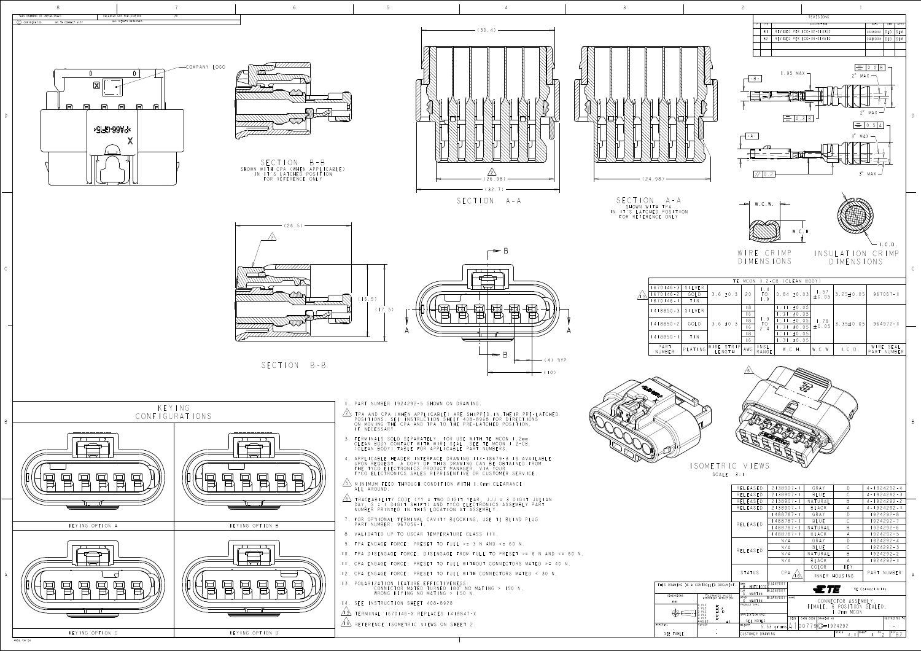THIS DRAWING IS UNPUBLISHED. RELEASED FOR PUBLICATION 20

© COPYRIGHT 20 BY TE CONNECTIVITY. ALL RIGHTS RESERVED.

| LTR | DESCRIPTION | DATE | DWN | APVD |
|---|---|---|---|---|
| B1 | REVISED PER ECO-12-011352 | 20JUN2012 | DLO | SLM |
| B2 | REVISED PER ECO-14-014610 | 26SEP2014 | DLO | SLM |

COMPANY LOGO

SECTION B-B
SHOWN WITH CPA (WHEN APPLICABLE) IN IT'S LATCHED POSITION FOR REFERENCE ONLY

SECTION A-A

SECTION A-A
SHOWN WITH TPA IN IT'S LATCHED POSITION FOR REFERENCE ONLY

SECTION B-B

WIRE CRIMP DIMENSIONS

INSULATION CRIMP DIMENSIONS

| TE MCON 1.2-CB (CLEAN BODY) | | | | | | | | |
|---|---|---|---|---|---|---|---|---|
| 1670146-3 | SILVER | 3.6 ±0.3 | 20 | 1.4 TO 1.9 | 0.84 ±0.03 | 1.57 ±0.05 | 3.25±0.05 | 967067-1 |
| 1670146-2 | GOLD | | | | | | | |
| 1670146-1 | TIN | | | | | | | |
| 1418850-3 | SILVER | 3.6 ±0.3 | 18 | 1.9 TO 2.4 | 1.11 ±0.05 | 1.78 ±0.05 | 3.35±0.05 | 964972-1 |
| | | | 16 | | 1.31 ±0.05 | | | |
| 1418850-2 | GOLD | | 18 | | 1.11 ±0.05 | | | |
| | | | 16 | | 1.31 ±0.05 | | | |
| 1418850-1 | TIN | | 18 | | 1.11 ±0.05 | | | |
| | | | 16 | | 1.31 ±0.05 | | | |
| PART NUMBER | PLATING | WIRE STRIP LENGTH | AWG | INSL. RANGE | W.C.H. | W.C.W. | I.C.D. | WIRE SEAL PART NUMBER |

## KEYING CONFIGURATIONS

KEYING OPTION A

KEYING OPTION B

KEYING OPTION C

KEYING OPTION D

1. PART NUMBER 1924292-5 SHOWN ON DRAWING.
2. TPA AND CPA (WHEN APPLICABLE) ARE SHIPPED IN THEIR PRE-LATCHED POSITIONS. SEE INSTRUCTION SHEET 408-8968 FOR DIRECTIONS ON MOVING THE CPA AND TPA TO THE PRE-LATCHED POSITION, IF NECESSARY.
3. TERMINALS SOLD SEPARATELY. FOR USE WITH TE MCON 1.2mm CLEAN BODY CONTACT WITH WIRE SEAL. SEE TE MCON 1.2-CB (CLEAN BODY) TABLE FOR APPLICABLE PART NUMBERS.
4. APPLICABLE HEADER INTERFACE DRAWING 114-18679-8 IS AVAILABLE UPON REQUEST. A COPY OF THIS DRAWING CAN BE OBTAINED FROM THE TYCO ELECTRONICS PRODUCT MANAGER, VIA YOUR TYCO ELECTRONICS SALES REPRESENTIVE OR CUSTOMER SERVICE.
5. MINIMUM FEED THROUGH CONDITION WITH 1.0mm CLEARANCE ALL AROUND.
6. TRACEABILITY CODE (YY = TWO DIGIT YEAR, JJJ = 3 DIGIT JULIAN DAY, S = 1 DIGIT SHIFT) AND TYCO ELECTRONICS ASSEMBLY PART NUMBER PRINTED IN THIS LOCATION AT ASSEMBLY.
7. FOR OPTIONAL TERMINAL CAVITY BLOCKING, USE TE BLIND PLUG PART NUMBER: 967056-1.
8. VALIDATED UP TO USCAR TEMPERATURE CLASS III.
9. TPA ENGAGE FORCE: PRESET TO FULL >= 3 N AND <= 60 N.
10. TPA DISENGAGE FORCE: DISENGAGE FROM FULL TO PRESET >= 6 N AND <= 60 N.
11. CPA ENGAGE FORCE: PRESET TO FULL WITHOUT CONNECTORS MATED >= 40 N.
12. CPA ENGAGE FORCE: PRESET TO FULL WITH CONNECTORS MATED < 30 N.
13. POLARIZATION FEATURE EFFECTIVENESS: CONNECTOR MATED TURNED 180° NO MATING > 150 N. WRONG KEYING NO MATING > 150 N.
14. SEE INSTRUCTION SHEET 408-8928
15. TERMINAL 1670146-X REPLACES 1418847-X
16. REFERENCE ISOMETRIC VIEWS ON SHEET 2.

ISOMETRIC VIEWS
SCALE 3:1

| STATUS | CPA | COLOR | KEY | PART NUMBER |
|---|---|---|---|---|
| RELEASED | 2138907-1 | GRAY | D | 4-1924292-4 |
| RELEASED | 2138907-1 | BLUE | C | 4-1924292-3 |
| RELEASED | 2138907-1 | NATURAL | B | 4-1924292-2 |
| RELEASED | 2138907-1 | BLACK | A | 4-1924292-1 |
| RELEASED | 1488787-1 | GRAY | D | 1924292-8 |
| | 1488787-1 | BLUE | C | 1924292-7 |
| | 1488787-1 | NATURAL | B | 1924292-6 |
| | 1488787-1 | BLACK | A | 1924292-5 |
| RELEASED | N/A | GRAY | D | 1924292-4 |
| | N/A | BLUE | C | 1924292-3 |
| | N/A | NATURAL | B | 1924292-2 |
| | N/A | BLACK | A | 1924292-1 |

INNER HOUSING

THIS DRAWING IS A CONTROLLED DOCUMENT.

DWN: M. HITCHCOCK 10JAN2007
CHK: G. MARTIN 10JAN2007
APVD: G. MARTIN 10JAN2007

TE Connectivity

CONNECTOR ASSEMBLY, FEMALE, 6 POSITION SEALED, 1.2mm MCON

MATERIAL: SEE TABLE

WEIGHT: 5.53 grams

SIZE A1 | CAGE CODE 00779 | DRAWING NO C-1924292 | RESTRICTED TO -

CUSTOMER DRAWING

SCALE 4:1 | SHEET 1 OF 3 | REV B2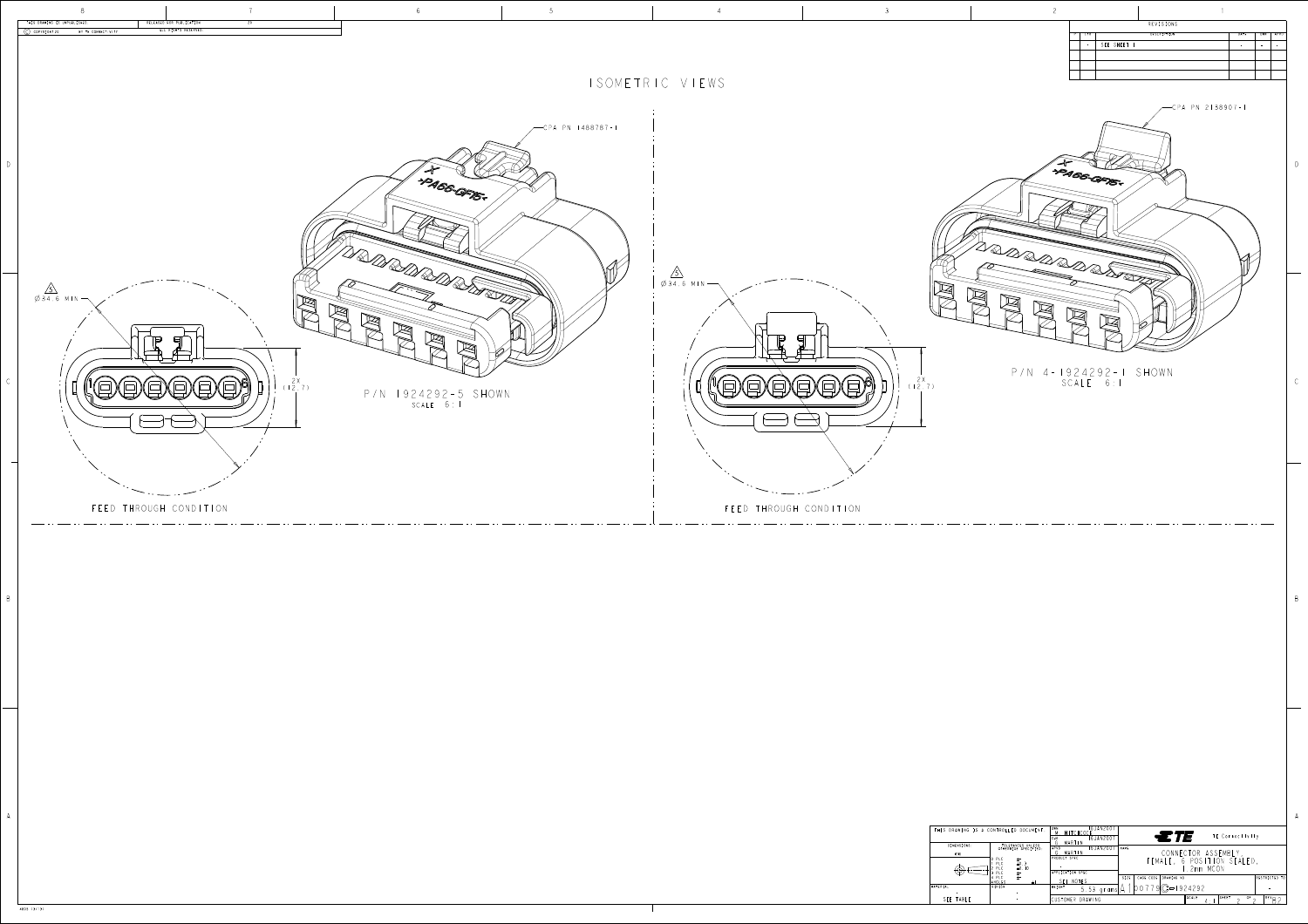THIS DRAWING IS UNPUBLISHED. RELEASED FOR PUBLICATION 20 ALL RIGHTS RESERVED. © COPYRIGHT 20 BY TE CONNECTIVITY

## REVISIONS

| LTR | DESCRIPTION | DATE | DWN | APVD |
|---|---|---|---|---|
| - | SEE SHEET 1 | - | - | - |

# ISOMETRIC VIEWS

CPA PN 1488787-1

X >PA66-GF15<

Ø34.6 MIN

2X (12.7)

P/N 1924292-5 SHOWN
SCALE 6:1

FEED THROUGH CONDITION

CPA PN 2158907-1

X >PA66-GF15<

Ø34.6 MIN

2X (12.7)

P/N 4-1924292-1 SHOWN
SCALE 6:1

FEED THROUGH CONDITION

THIS DRAWING IS A CONTROLLED DOCUMENT.

| | |
|---|---|
| DWN | M. HITCHCOCK 10JAN2007 |
| CHK | G. MARTIN 10JAN2007 |
| APVD | G. MARTIN 10JAN2007 |
| PRODUCT SPEC | - |
| APPLICATION SPEC | SEE NOTES |
| WEIGHT | 5.53 grams |
| MATERIAL | SEE TABLE |
| FINISH | - |

DIMENSIONS: mm. TOLERANCES UNLESS OTHERWISE SPECIFIED.

TE Connectivity

NAME: CONNECTOR ASSEMBLY FEMALE, 6 POSITION SEALED, 1.2mm MCON

| SIZE | CAGE CODE | DRAWING NO | RESTRICTED TO |
|---|---|---|---|
| A1 | 00779 | C-1924292 | - |

SCALE 4:1 SHEET 2 OF 2 REV B2

CUSTOMER DRAWING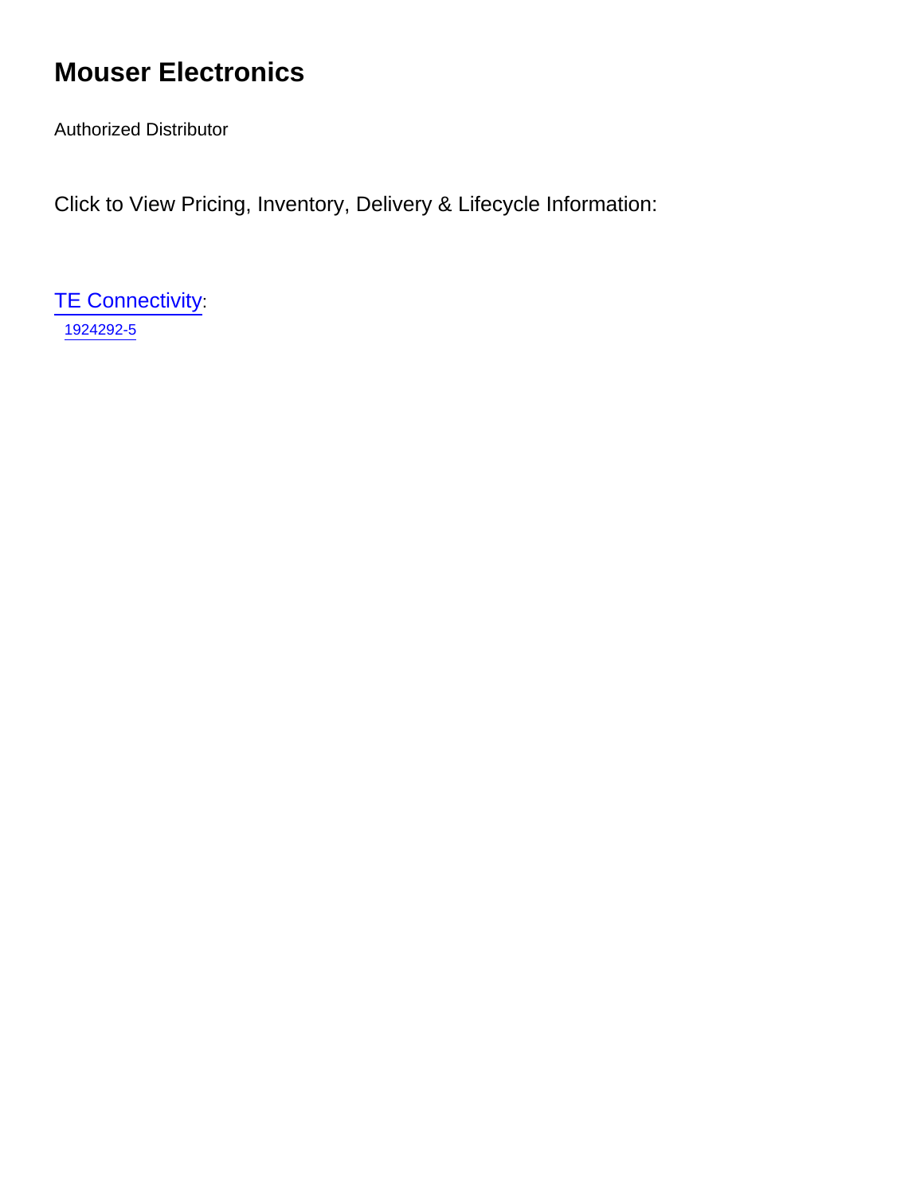# Mouser Electronics

Authorized Distributor

Click to View Pricing, Inventory, Delivery & Lifecycle Information:

TE Connectivity:

1924292-5